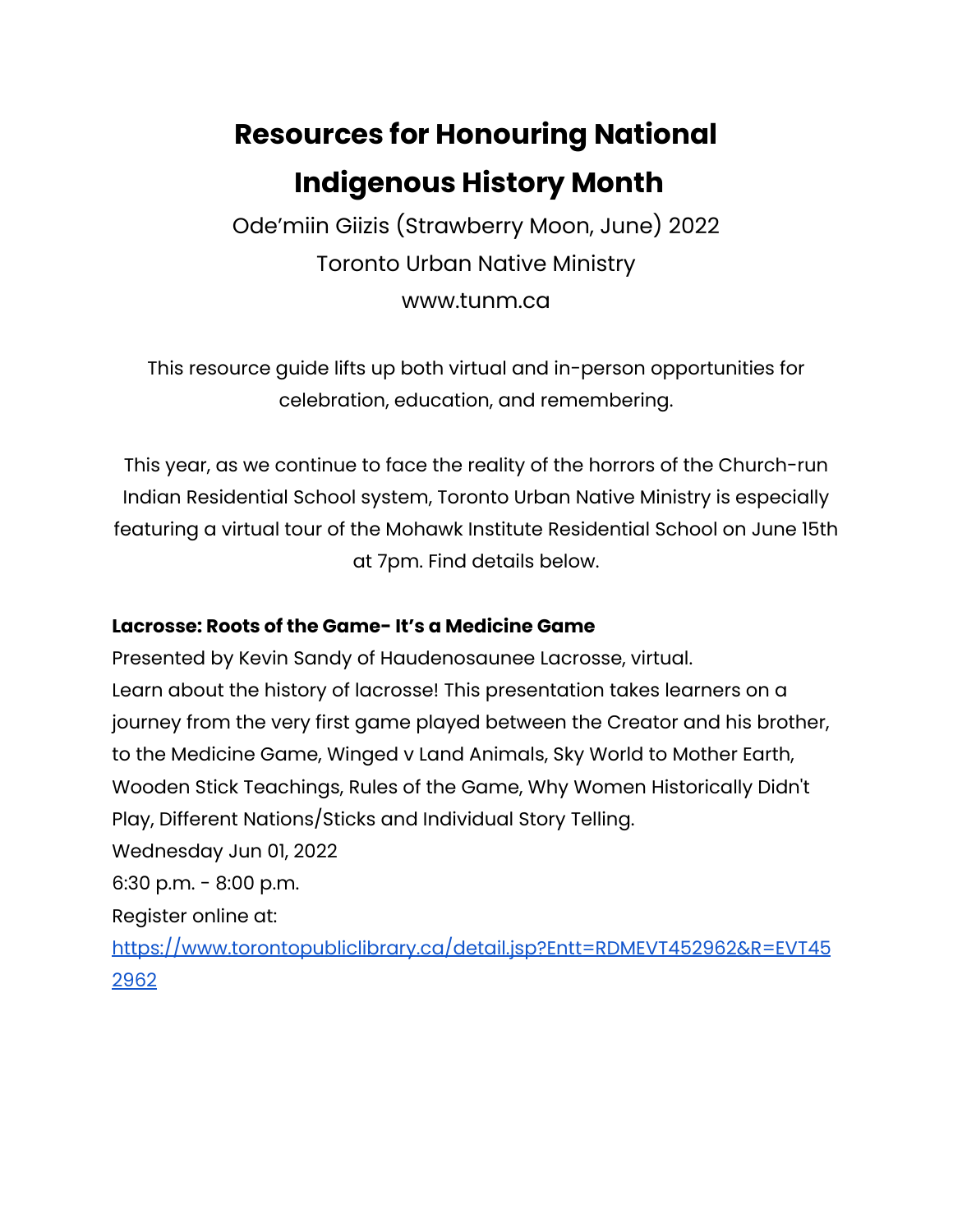# Resources for Honouring National Indigenous History Month

Ode'miin Giizis (Strawberry Moon, June) 2022

Toronto Urban Native Ministry

www.tunm.ca

This resource guide lifts up both virtual and in-person opportunities for celebration, education, and remembering.

This year, as we continue to face the reality of the horrors of the Church-run Indian Residential School system, Toronto Urban Native Ministry is especially featuring a virtual tour of the Mohawk Institute Residential School on June 15th at 7pm. Find details below.

**Lacrosse: Roots of the Game- It's a Medicine Game**

Presented by Kevin Sandy of Haudenosaunee Lacrosse, virtual.

Learn about the history of lacrosse! This presentation takes learners on a journey from the very first game played between the Creator and his brother, to the Medicine Game, Winged v Land Animals, Sky World to Mother Earth, Wooden Stick Teachings, Rules of the Game, Why Women Historically Didn't Play, Different Nations/Sticks and Individual Story Telling.

Wednesday Jun 01, 2022

6:30 p.m. - 8:00 p.m.

Register online at:

https://www.torontopubliclibrary.ca/detail.jsp?Entt=RDMEVT452962&R=EVT452962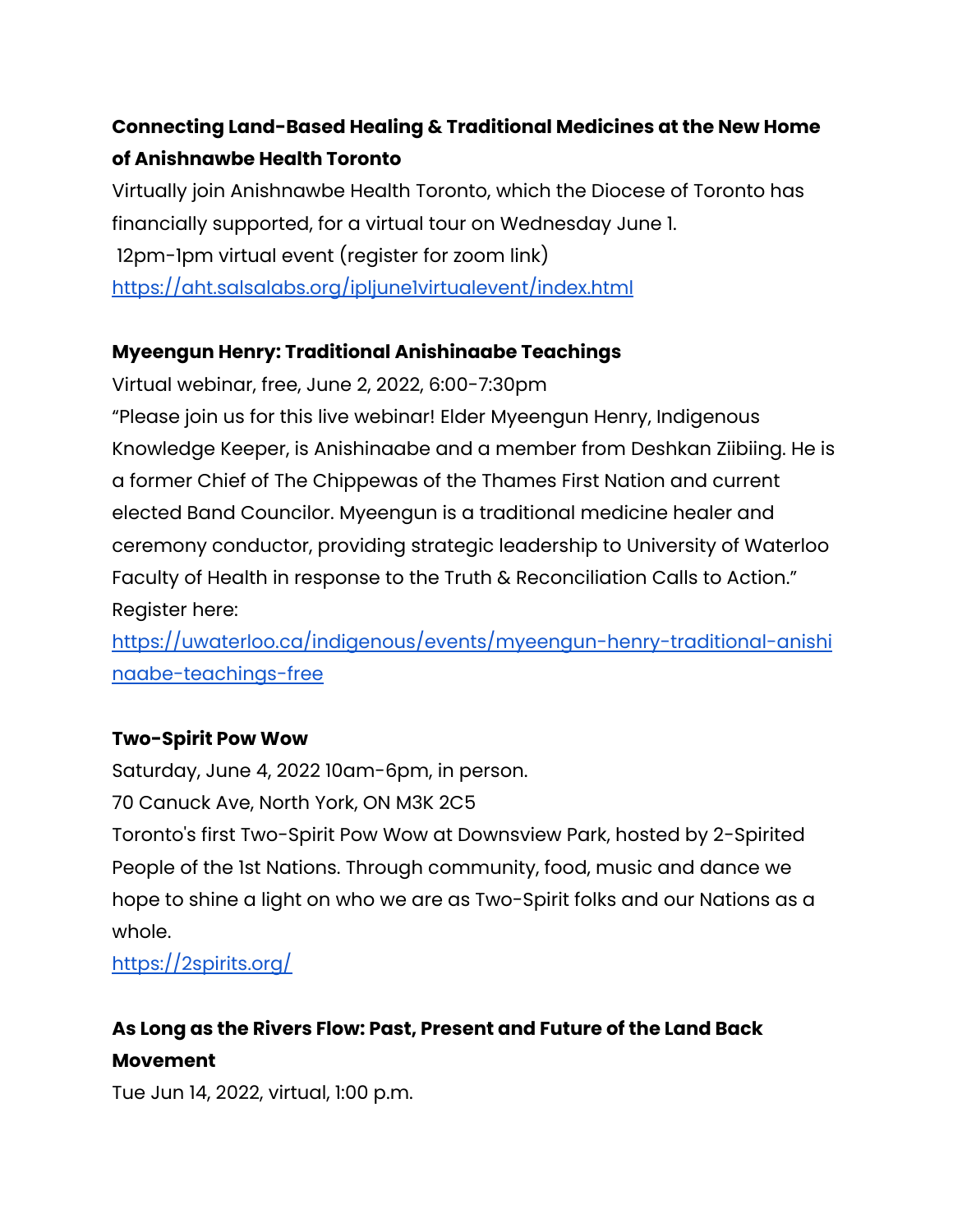**Connecting Land-Based Healing & Traditional Medicines at the New Home of Anishnawbe Health Toronto**

Virtually join Anishnawbe Health Toronto, which the Diocese of Toronto has financially supported, for a virtual tour on Wednesday June 1.

12pm-1pm virtual event (register for zoom link)

https://aht.salsalabs.org/ipljune1virtualevent/index.html

**Myeengun Henry: Traditional Anishinaabe Teachings**

Virtual webinar, free, June 2, 2022, 6:00-7:30pm

"Please join us for this live webinar! Elder Myeengun Henry, Indigenous Knowledge Keeper, is Anishinaabe and a member from Deshkan Ziibiing. He is a former Chief of The Chippewas of the Thames First Nation and current elected Band Councilor. Myeengun is a traditional medicine healer and ceremony conductor, providing strategic leadership to University of Waterloo Faculty of Health in response to the Truth & Reconciliation Calls to Action."

Register here:

https://uwaterloo.ca/indigenous/events/myeengun-henry-traditional-anishinaabe-teachings-free

**Two-Spirit Pow Wow**

Saturday, June 4, 2022 10am-6pm, in person.

70 Canuck Ave, North York, ON M3K 2C5

Toronto's first Two-Spirit Pow Wow at Downsview Park, hosted by 2-Spirited People of the 1st Nations. Through community, food, music and dance we hope to shine a light on who we are as Two-Spirit folks and our Nations as a whole.

https://2spirits.org/

**As Long as the Rivers Flow: Past, Present and Future of the Land Back Movement**

Tue Jun 14, 2022, virtual, 1:00 p.m.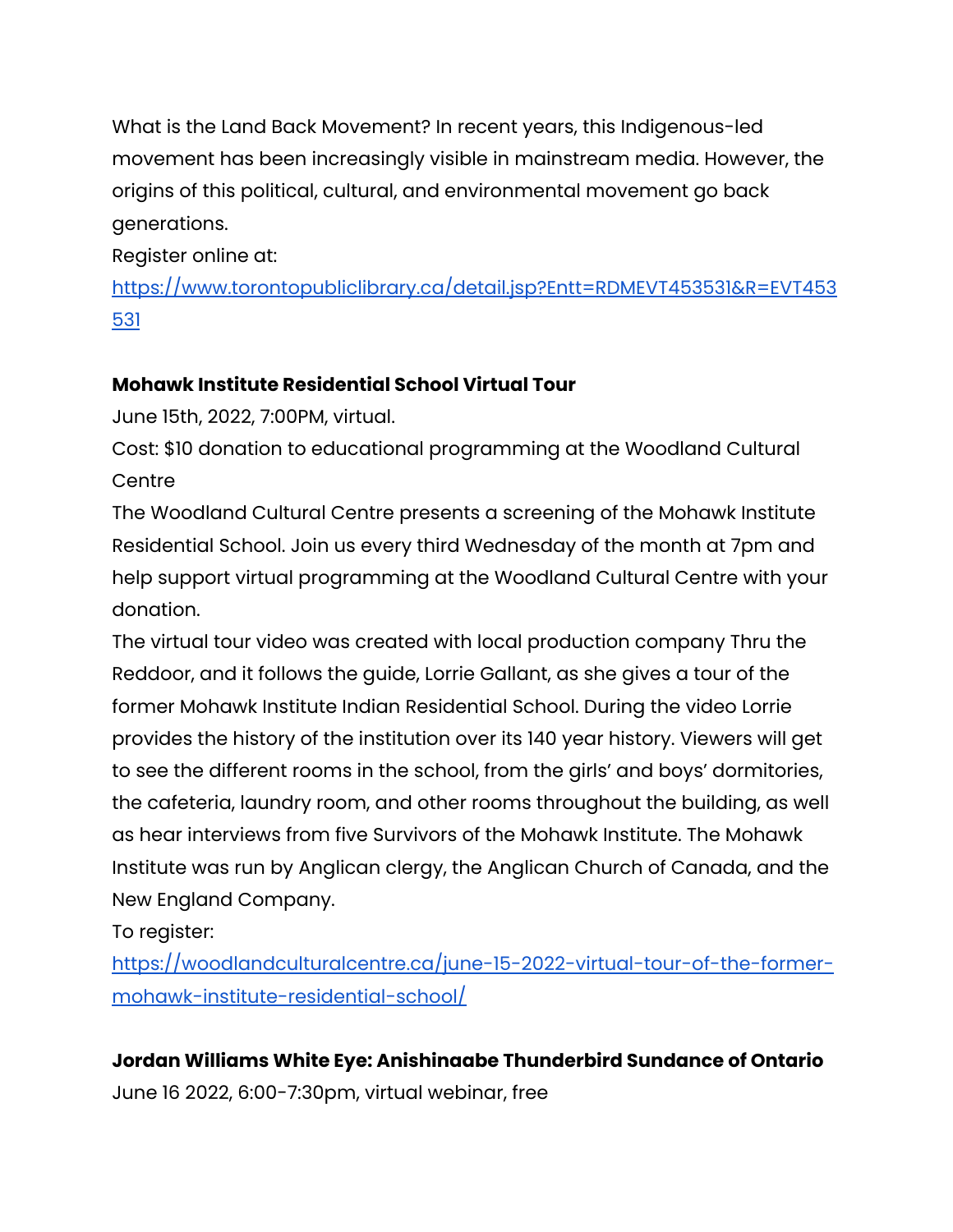What is the Land Back Movement? In recent years, this Indigenous-led movement has been increasingly visible in mainstream media. However, the origins of this political, cultural, and environmental movement go back generations.

Register online at:

[https://www.torontopubliclibrary.ca/detail.jsp?Entt=RDMEVT453531&R=EVT453531](https://www.torontopubliclibrary.ca/detail.jsp?Entt=RDMEVT453531&R=EVT453531)

**Mohawk Institute Residential School Virtual Tour**

June 15th, 2022, 7:00PM, virtual.

Cost: $10 donation to educational programming at the Woodland Cultural Centre

The Woodland Cultural Centre presents a screening of the Mohawk Institute Residential School. Join us every third Wednesday of the month at 7pm and help support virtual programming at the Woodland Cultural Centre with your donation.

The virtual tour video was created with local production company Thru the Reddoor, and it follows the guide, Lorrie Gallant, as she gives a tour of the former Mohawk Institute Indian Residential School. During the video Lorrie provides the history of the institution over its 140 year history. Viewers will get to see the different rooms in the school, from the girls' and boys' dormitories, the cafeteria, laundry room, and other rooms throughout the building, as well as hear interviews from five Survivors of the Mohawk Institute. The Mohawk Institute was run by Anglican clergy, the Anglican Church of Canada, and the New England Company.

To register:

[https://woodlandculturalcentre.ca/june-15-2022-virtual-tour-of-the-former-mohawk-institute-residential-school/](https://woodlandculturalcentre.ca/june-15-2022-virtual-tour-of-the-former-mohawk-institute-residential-school/)

**Jordan Williams White Eye: Anishinaabe Thunderbird Sundance of Ontario**

June 16 2022, 6:00-7:30pm, virtual webinar, free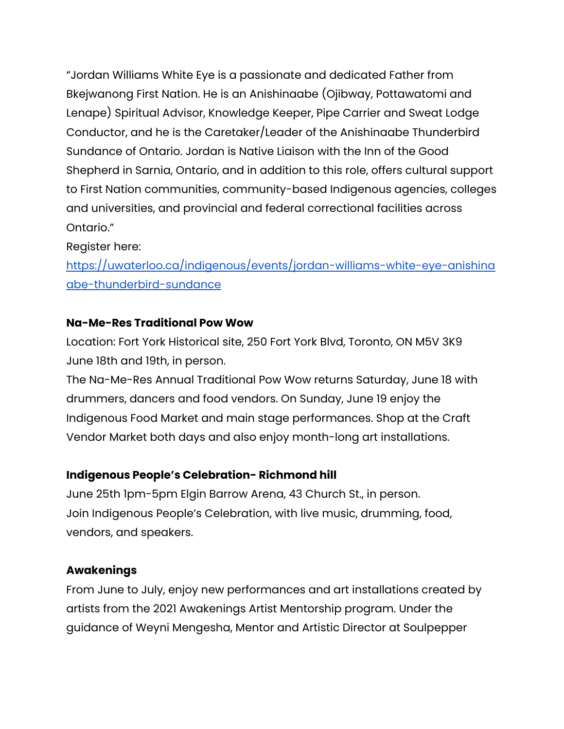"Jordan Williams White Eye is a passionate and dedicated Father from Bkejwanong First Nation. He is an Anishinaabe (Ojibway, Pottawatomi and Lenape) Spiritual Advisor, Knowledge Keeper, Pipe Carrier and Sweat Lodge Conductor, and he is the Caretaker/Leader of the Anishinaabe Thunderbird Sundance of Ontario. Jordan is Native Liaison with the Inn of the Good Shepherd in Sarnia, Ontario, and in addition to this role, offers cultural support to First Nation communities, community-based Indigenous agencies, colleges and universities, and provincial and federal correctional facilities across Ontario."

Register here:
https://uwaterloo.ca/indigenous/events/jordan-williams-white-eye-anishinaabe-thunderbird-sundance

**Na-Me-Res Traditional Pow Wow**

Location: Fort York Historical site, 250 Fort York Blvd, Toronto, ON M5V 3K9
June 18th and 19th, in person.
The Na-Me-Res Annual Traditional Pow Wow returns Saturday, June 18 with drummers, dancers and food vendors. On Sunday, June 19 enjoy the Indigenous Food Market and main stage performances. Shop at the Craft Vendor Market both days and also enjoy month-long art installations.

**Indigenous People's Celebration- Richmond hill**

June 25th 1pm-5pm Elgin Barrow Arena, 43 Church St., in person.
Join Indigenous People's Celebration, with live music, drumming, food, vendors, and speakers.

**Awakenings**

From June to July, enjoy new performances and art installations created by artists from the 2021 Awakenings Artist Mentorship program. Under the guidance of Weyni Mengesha, Mentor and Artistic Director at Soulpepper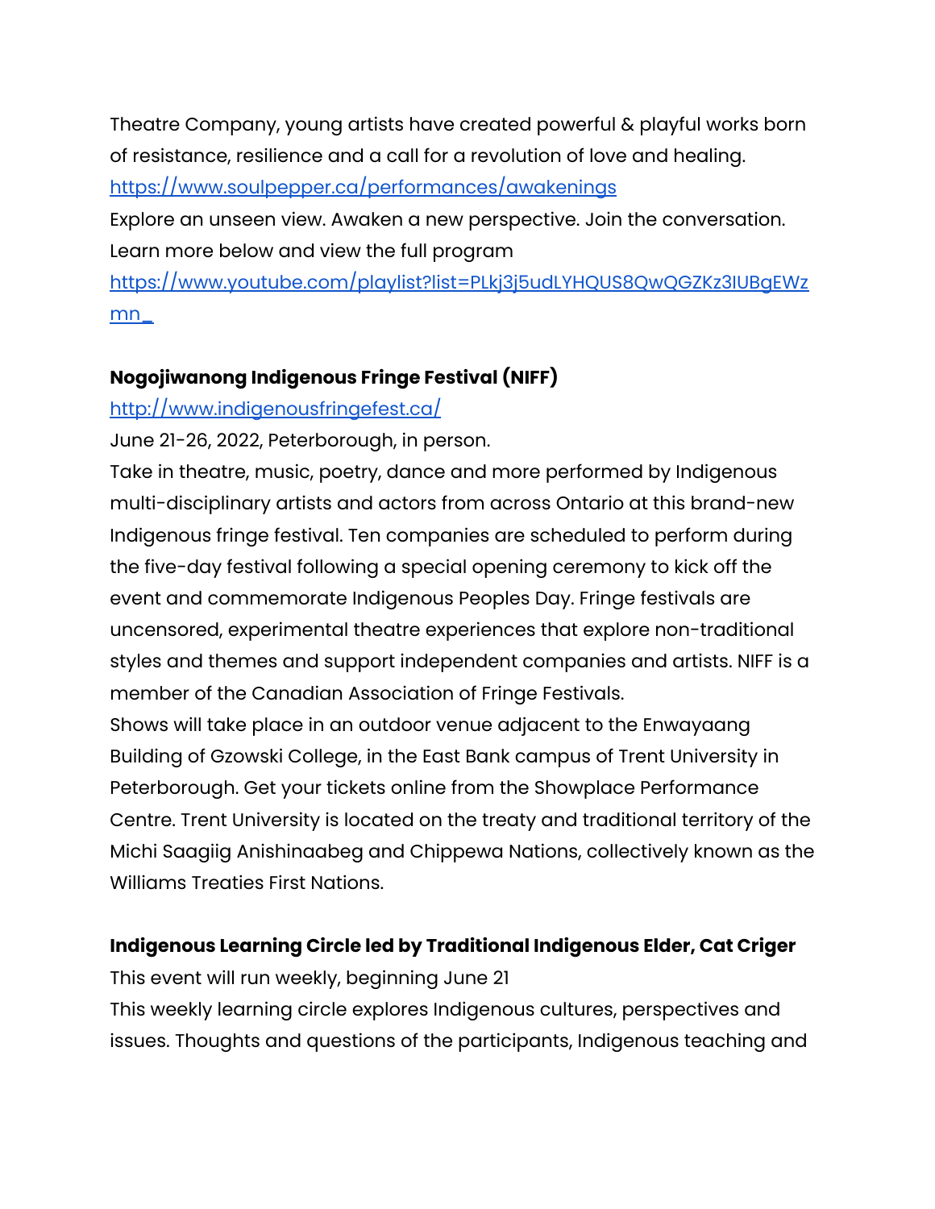Theatre Company, young artists have created powerful & playful works born of resistance, resilience and a call for a revolution of love and healing.
https://www.soulpepper.ca/performances/awakenings
Explore an unseen view. Awaken a new perspective. Join the conversation. Learn more below and view the full program
https://www.youtube.com/playlist?list=PLkj3j5udLYHQUS8QwQGZKz3IUBgEWzmn_

**Nogojiwanong Indigenous Fringe Festival (NIFF)**
http://www.indigenousfringefest.ca/
June 21-26, 2022, Peterborough, in person.
Take in theatre, music, poetry, dance and more performed by Indigenous multi-disciplinary artists and actors from across Ontario at this brand-new Indigenous fringe festival. Ten companies are scheduled to perform during the five-day festival following a special opening ceremony to kick off the event and commemorate Indigenous Peoples Day. Fringe festivals are uncensored, experimental theatre experiences that explore non-traditional styles and themes and support independent companies and artists. NIFF is a member of the Canadian Association of Fringe Festivals.
Shows will take place in an outdoor venue adjacent to the Enwayaang Building of Gzowski College, in the East Bank campus of Trent University in Peterborough. Get your tickets online from the Showplace Performance Centre. Trent University is located on the treaty and traditional territory of the Michi Saagiig Anishinaabeg and Chippewa Nations, collectively known as the Williams Treaties First Nations.

**Indigenous Learning Circle led by Traditional Indigenous Elder, Cat Criger**
This event will run weekly, beginning June 21
This weekly learning circle explores Indigenous cultures, perspectives and issues. Thoughts and questions of the participants, Indigenous teaching and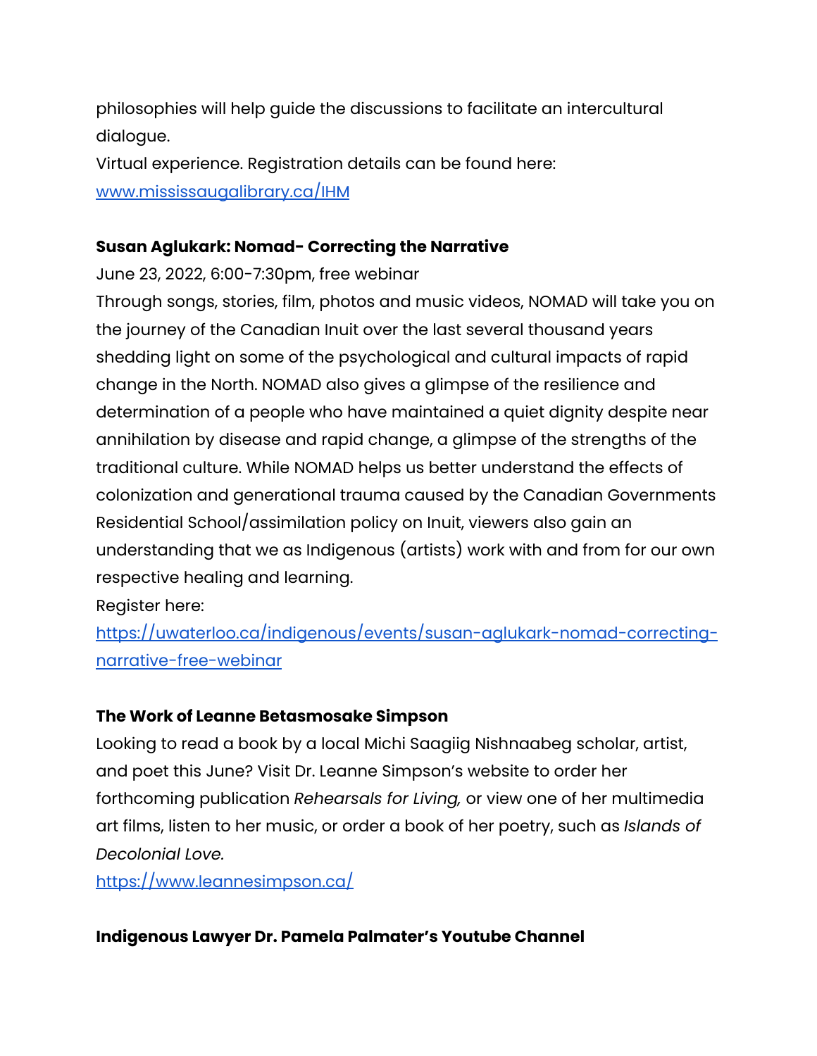philosophies will help guide the discussions to facilitate an intercultural dialogue.
Virtual experience. Registration details can be found here: [www.mississaugalibrary.ca/IHM](www.mississaugalibrary.ca/IHM)

**Susan Aglukark: Nomad- Correcting the Narrative**

June 23, 2022, 6:00-7:30pm, free webinar
Through songs, stories, film, photos and music videos, NOMAD will take you on the journey of the Canadian Inuit over the last several thousand years shedding light on some of the psychological and cultural impacts of rapid change in the North. NOMAD also gives a glimpse of the resilience and determination of a people who have maintained a quiet dignity despite near annihilation by disease and rapid change, a glimpse of the strengths of the traditional culture. While NOMAD helps us better understand the effects of colonization and generational trauma caused by the Canadian Governments Residential School/assimilation policy on Inuit, viewers also gain an understanding that we as Indigenous (artists) work with and from for our own respective healing and learning.
Register here: [https://uwaterloo.ca/indigenous/events/susan-aglukark-nomad-correcting-narrative-free-webinar](https://uwaterloo.ca/indigenous/events/susan-aglukark-nomad-correcting-narrative-free-webinar)

**The Work of Leanne Betasmosake Simpson**

Looking to read a book by a local Michi Saagiig Nishnaabeg scholar, artist, and poet this June? Visit Dr. Leanne Simpson's website to order her forthcoming publication *Rehearsals for Living,* or view one of her multimedia art films, listen to her music, or order a book of her poetry, such as *Islands of Decolonial Love.*
[https://www.leannesimpson.ca/](https://www.leannesimpson.ca/)

**Indigenous Lawyer Dr. Pamela Palmater's Youtube Channel**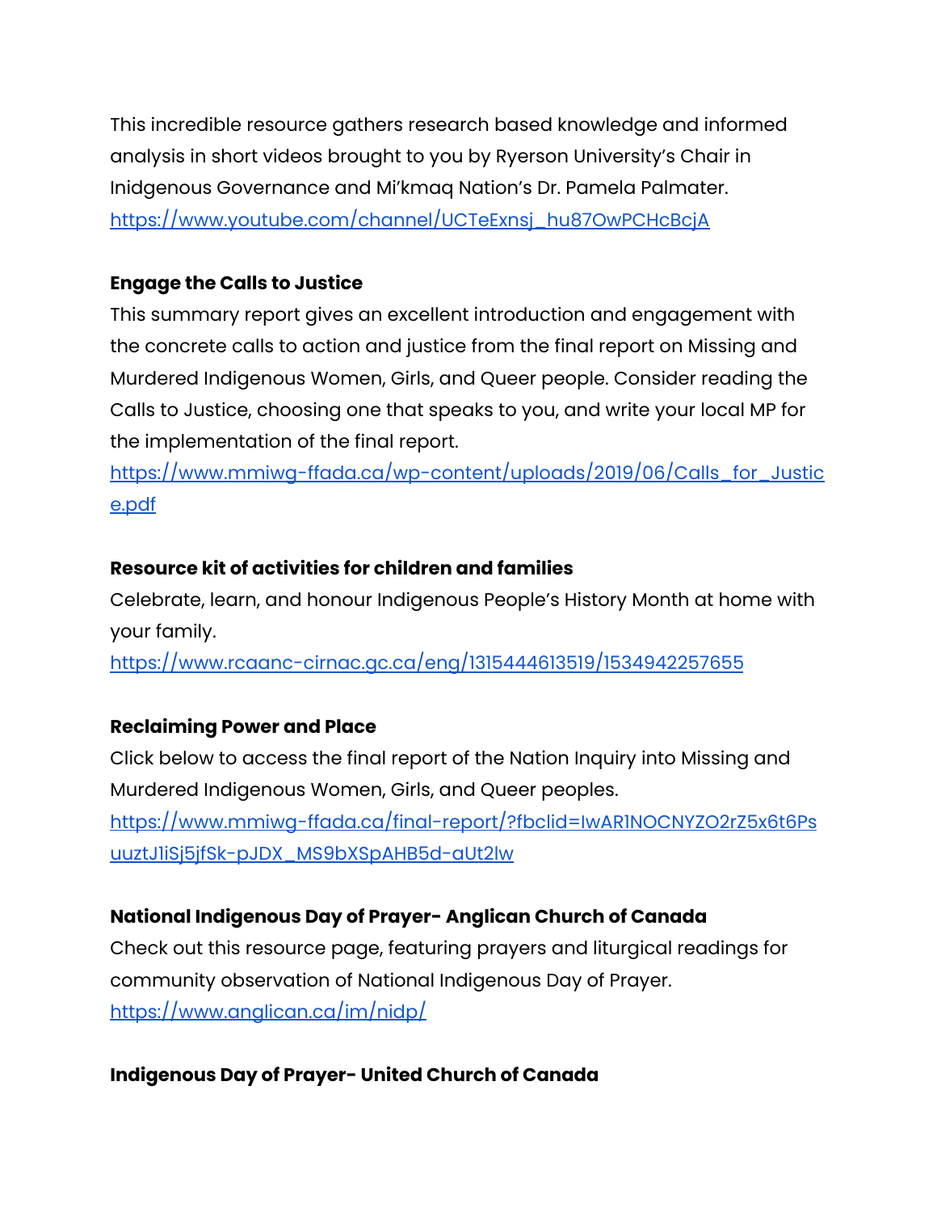This incredible resource gathers research based knowledge and informed analysis in short videos brought to you by Ryerson University's Chair in Inidgenous Governance and Mi'kmaq Nation's Dr. Pamela Palmater.
https://www.youtube.com/channel/UCTeExnsj_hu87OwPCHcBcjA

**Engage the Calls to Justice**

This summary report gives an excellent introduction and engagement with the concrete calls to action and justice from the final report on Missing and Murdered Indigenous Women, Girls, and Queer people. Consider reading the Calls to Justice, choosing one that speaks to you, and write your local MP for the implementation of the final report.
https://www.mmiwg-ffada.ca/wp-content/uploads/2019/06/Calls_for_Justice.pdf

**Resource kit of activities for children and families**

Celebrate, learn, and honour Indigenous People's History Month at home with your family.
https://www.rcaanc-cirnac.gc.ca/eng/1315444613519/1534942257655

**Reclaiming Power and Place**

Click below to access the final report of the Nation Inquiry into Missing and Murdered Indigenous Women, Girls, and Queer peoples.
https://www.mmiwg-ffada.ca/final-report/?fbclid=IwAR1NOCNYZO2rZ5x6t6PsuuztJ1iSj5jfSk-pJDX_MS9bXSpAHB5d-aUt2lw

**National Indigenous Day of Prayer- Anglican Church of Canada**

Check out this resource page, featuring prayers and liturgical readings for community observation of National Indigenous Day of Prayer.
https://www.anglican.ca/im/nidp/

**Indigenous Day of Prayer- United Church of Canada**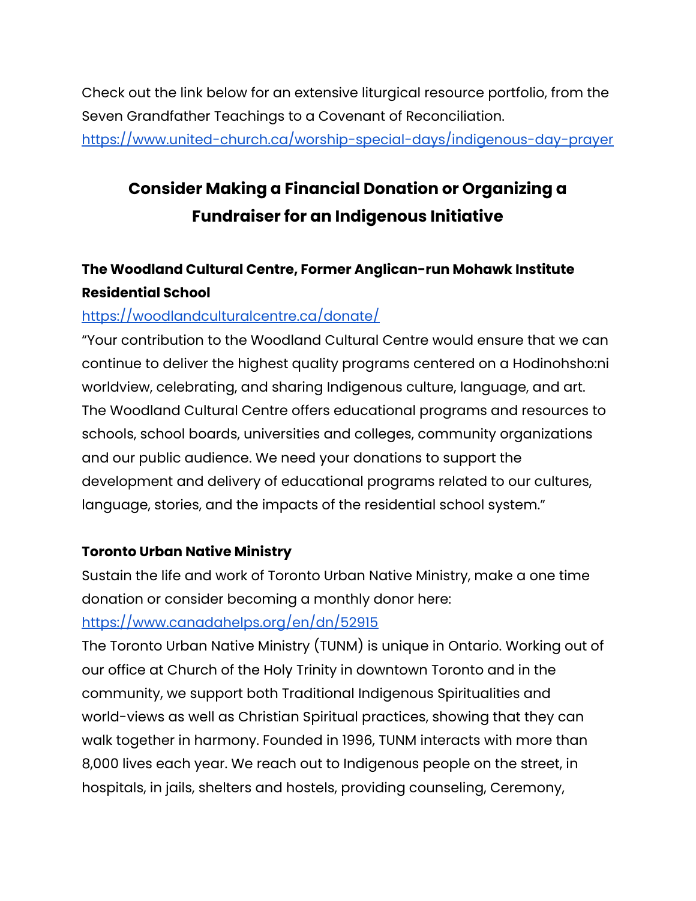Check out the link below for an extensive liturgical resource portfolio, from the Seven Grandfather Teachings to a Covenant of Reconciliation.
https://www.united-church.ca/worship-special-days/indigenous-day-prayer

## Consider Making a Financial Donation or Organizing a Fundraiser for an Indigenous Initiative

### The Woodland Cultural Centre, Former Anglican-run Mohawk Institute Residential School

https://woodlandculturalcentre.ca/donate/

"Your contribution to the Woodland Cultural Centre would ensure that we can continue to deliver the highest quality programs centered on a Hodinohsho:ni worldview, celebrating, and sharing Indigenous culture, language, and art. The Woodland Cultural Centre offers educational programs and resources to schools, school boards, universities and colleges, community organizations and our public audience. We need your donations to support the development and delivery of educational programs related to our cultures, language, stories, and the impacts of the residential school system."

### Toronto Urban Native Ministry

Sustain the life and work of Toronto Urban Native Ministry, make a one time donation or consider becoming a monthly donor here:
https://www.canadahelps.org/en/dn/52915

The Toronto Urban Native Ministry (TUNM) is unique in Ontario. Working out of our office at Church of the Holy Trinity in downtown Toronto and in the community, we support both Traditional Indigenous Spiritualities and world-views as well as Christian Spiritual practices, showing that they can walk together in harmony. Founded in 1996, TUNM interacts with more than 8,000 lives each year. We reach out to Indigenous people on the street, in hospitals, in jails, shelters and hostels, providing counseling, Ceremony,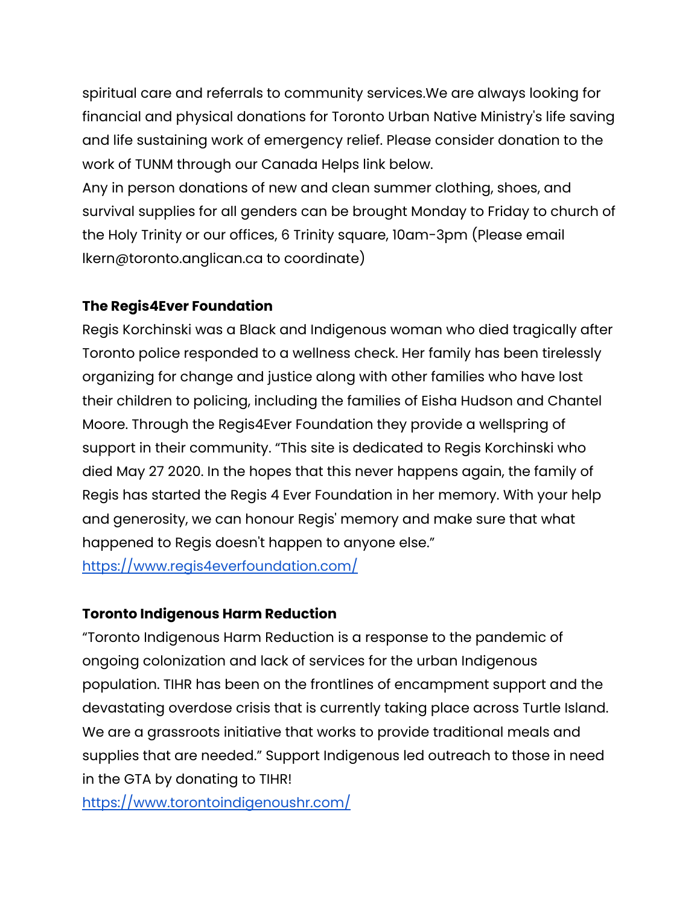spiritual care and referrals to community services.We are always looking for financial and physical donations for Toronto Urban Native Ministry's life saving and life sustaining work of emergency relief. Please consider donation to the work of TUNM through our Canada Helps link below.
Any in person donations of new and clean summer clothing, shoes, and survival supplies for all genders can be brought Monday to Friday to church of the Holy Trinity or our offices, 6 Trinity square, 10am-3pm (Please email lkern@toronto.anglican.ca to coordinate)

**The Regis4Ever Foundation**
Regis Korchinski was a Black and Indigenous woman who died tragically after Toronto police responded to a wellness check. Her family has been tirelessly organizing for change and justice along with other families who have lost their children to policing, including the families of Eisha Hudson and Chantel Moore. Through the Regis4Ever Foundation they provide a wellspring of support in their community. "This site is dedicated to Regis Korchinski who died May 27 2020. In the hopes that this never happens again, the family of Regis has started the Regis 4 Ever Foundation in her memory. With your help and generosity, we can honour Regis' memory and make sure that what happened to Regis doesn't happen to anyone else."
[https://www.regis4everfoundation.com/](https://www.regis4everfoundation.com/)

**Toronto Indigenous Harm Reduction**
"Toronto Indigenous Harm Reduction is a response to the pandemic of ongoing colonization and lack of services for the urban Indigenous population. TIHR has been on the frontlines of encampment support and the devastating overdose crisis that is currently taking place across Turtle Island. We are a grassroots initiative that works to provide traditional meals and supplies that are needed." Support Indigenous led outreach to those in need in the GTA by donating to TIHR!
[https://www.torontoindigenoushr.com/](https://www.torontoindigenoushr.com/)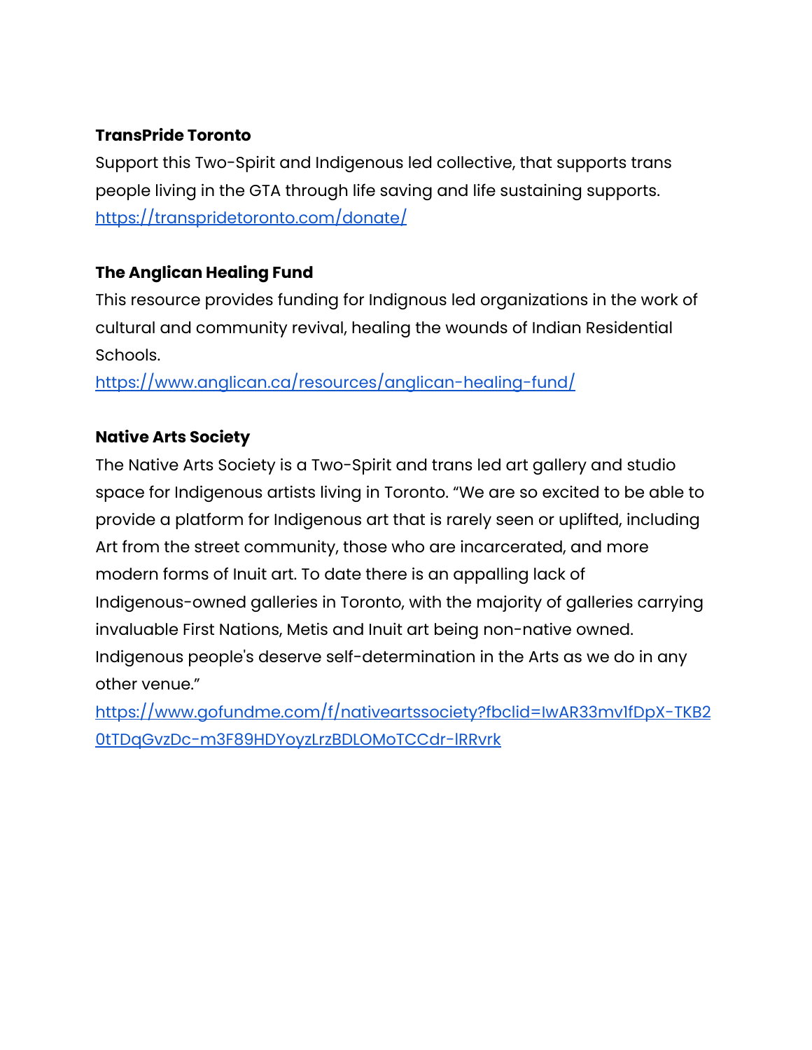**TransPride Toronto**
Support this Two-Spirit and Indigenous led collective, that supports trans people living in the GTA through life saving and life sustaining supports.
https://transpridetoronto.com/donate/

**The Anglican Healing Fund**
This resource provides funding for Indignous led organizations in the work of cultural and community revival, healing the wounds of Indian Residential Schools.
https://www.anglican.ca/resources/anglican-healing-fund/

**Native Arts Society**
The Native Arts Society is a Two-Spirit and trans led art gallery and studio space for Indigenous artists living in Toronto. "We are so excited to be able to provide a platform for Indigenous art that is rarely seen or uplifted, including Art from the street community, those who are incarcerated, and more modern forms of Inuit art. To date there is an appalling lack of Indigenous-owned galleries in Toronto, with the majority of galleries carrying invaluable First Nations, Metis and Inuit art being non-native owned. Indigenous people's deserve self-determination in the Arts as we do in any other venue."
https://www.gofundme.com/f/nativeartssociety?fbclid=IwAR33mv1fDpX-TKB20tTDqGvzDc-m3F89HDYoyzLrzBDLOMoTCCdr-lRRvrk